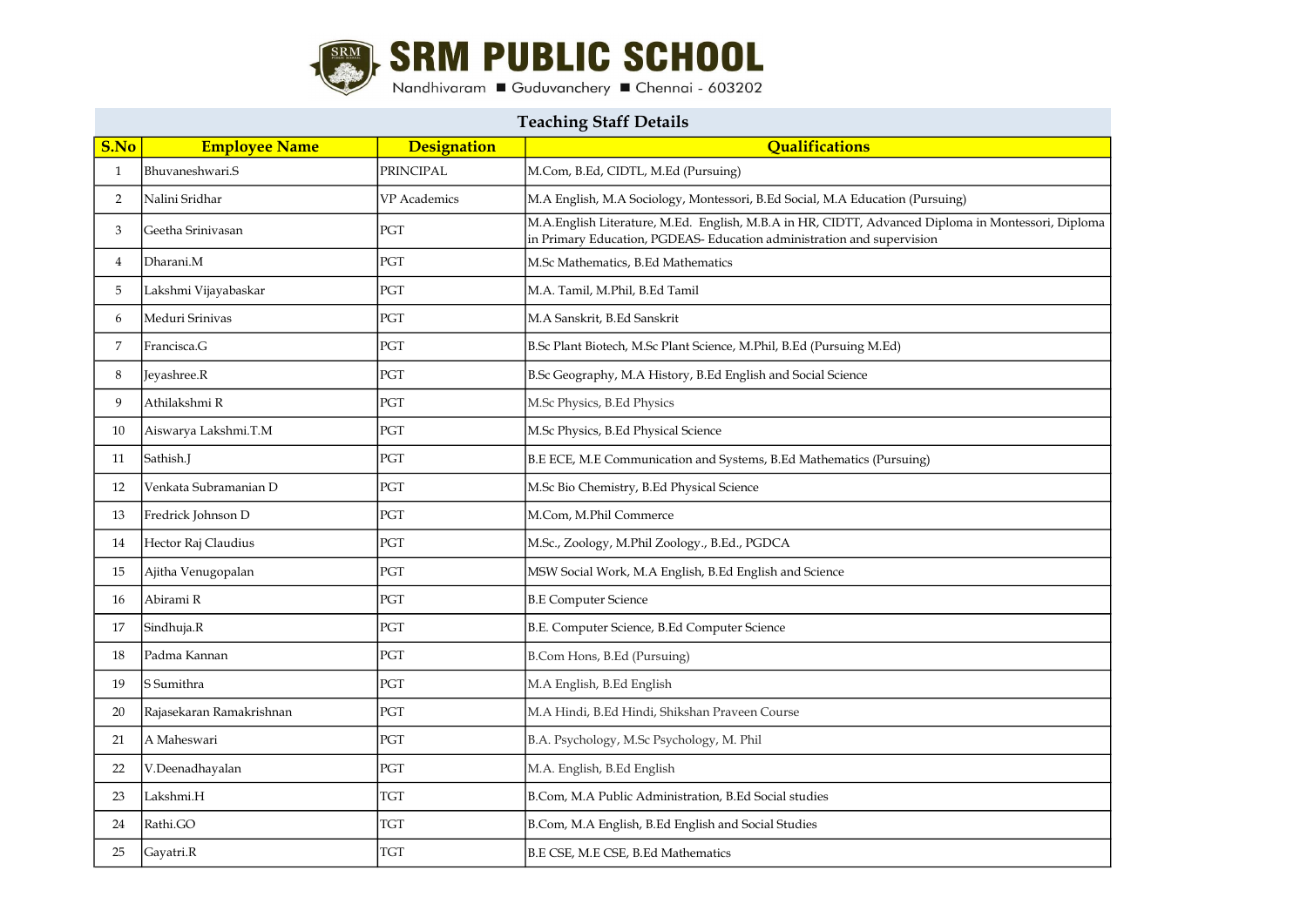# SRM PUBLIC SCHOOL

Nandhivaram ■ Guduvanchery ■ Chennai - 603202

## Teaching Staff Details

| S.No | Employee Name | Designation | Qualifications |
|---|---|---|---|
| 1 | Bhuvaneshwari.S | PRINCIPAL | M.Com, B.Ed, CIDTL, M.Ed (Pursuing) |
| 2 | Nalini Sridhar | VP Academics | M.A English, M.A Sociology, Montessori, B.Ed Social, M.A Education (Pursuing) |
| 3 | Geetha Srinivasan | PGT | M.A.English Literature, M.Ed. English, M.B.A in HR, CIDTT, Advanced Diploma in Montessori, Diploma in Primary Education, PGDEAS- Education administration and supervision |
| 4 | Dharani.M | PGT | M.Sc Mathematics, B.Ed Mathematics |
| 5 | Lakshmi Vijayabaskar | PGT | M.A. Tamil, M.Phil, B.Ed Tamil |
| 6 | Meduri Srinivas | PGT | M.A Sanskrit, B.Ed Sanskrit |
| 7 | Francisca.G | PGT | B.Sc Plant Biotech, M.Sc Plant Science, M.Phil, B.Ed (Pursuing M.Ed) |
| 8 | Jeyashree.R | PGT | B.Sc Geography, M.A History, B.Ed English and Social Science |
| 9 | Athilakshmi R | PGT | M.Sc Physics, B.Ed Physics |
| 10 | Aiswarya Lakshmi.T.M | PGT | M.Sc Physics, B.Ed Physical Science |
| 11 | Sathish.J | PGT | B.E ECE, M.E Communication and Systems, B.Ed Mathematics (Pursuing) |
| 12 | Venkata Subramanian D | PGT | M.Sc Bio Chemistry, B.Ed Physical Science |
| 13 | Fredrick Johnson D | PGT | M.Com, M.Phil Commerce |
| 14 | Hector Raj Claudius | PGT | M.Sc., Zoology, M.Phil Zoology., B.Ed., PGDCA |
| 15 | Ajitha Venugopalan | PGT | MSW Social Work, M.A English, B.Ed English and Science |
| 16 | Abirami R | PGT | B.E Computer Science |
| 17 | Sindhuja.R | PGT | B.E. Computer Science, B.Ed Computer Science |
| 18 | Padma Kannan | PGT | B.Com Hons, B.Ed (Pursuing) |
| 19 | S Sumithra | PGT | M.A English, B.Ed English |
| 20 | Rajasekaran Ramakrishnan | PGT | M.A Hindi, B.Ed Hindi, Shikshan Praveen Course |
| 21 | A Maheswari | PGT | B.A. Psychology, M.Sc Psychology, M. Phil |
| 22 | V.Deenadhayalan | PGT | M.A. English, B.Ed English |
| 23 | Lakshmi.H | TGT | B.Com, M.A Public Administration, B.Ed Social studies |
| 24 | Rathi.GO | TGT | B.Com, M.A English, B.Ed English and Social Studies |
| 25 | Gayatri.R | TGT | B.E CSE, M.E CSE, B.Ed Mathematics |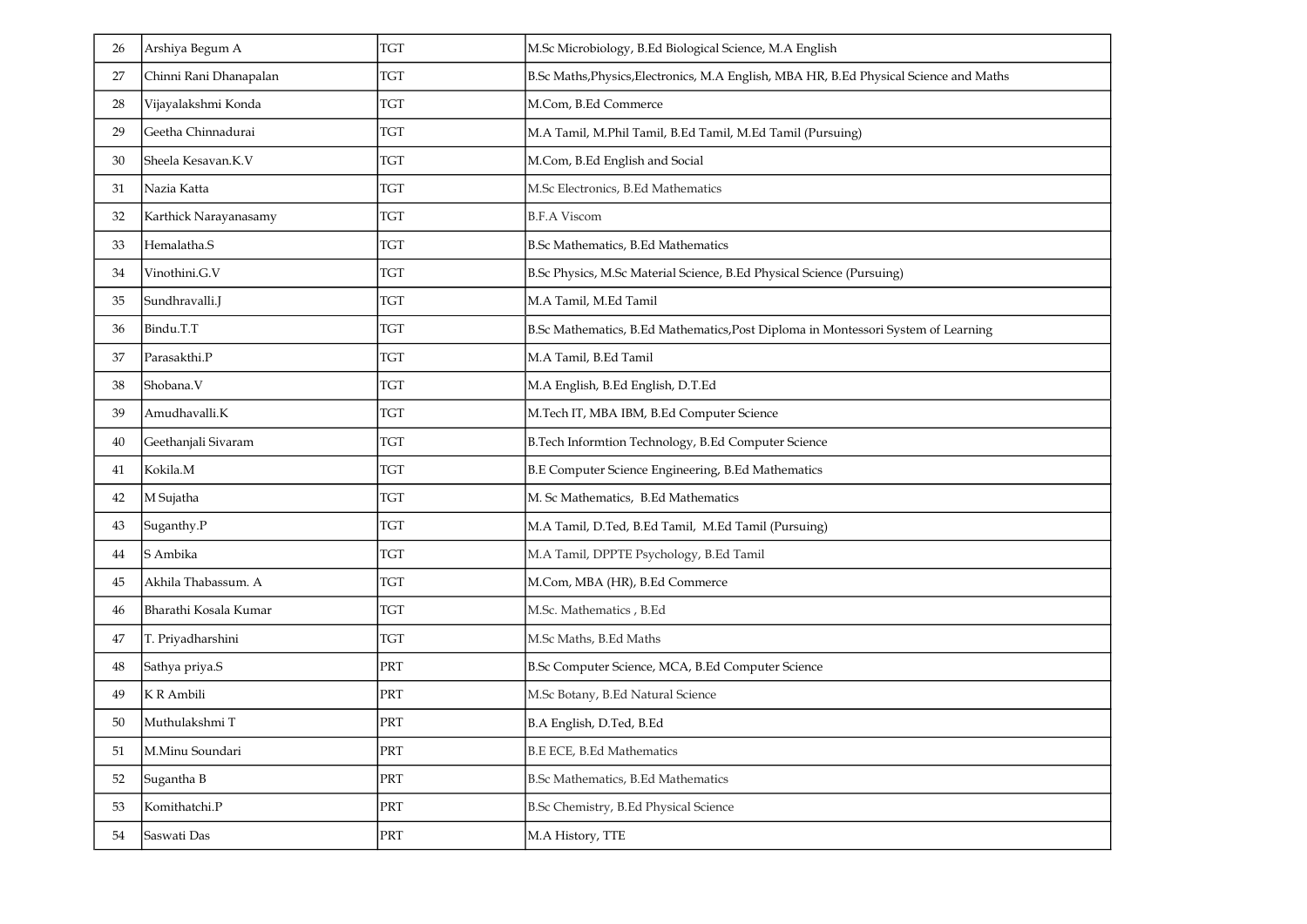| 26 | Arshiya Begum A | TGT | M.Sc Microbiology, B.Ed Biological Science, M.A English |
|---|---|---|---|
| 27 | Chinni Rani Dhanapalan | TGT | B.Sc Maths,Physics,Electronics, M.A English, MBA HR, B.Ed Physical Science and Maths |
| 28 | Vijayalakshmi Konda | TGT | M.Com, B.Ed Commerce |
| 29 | Geetha Chinnadurai | TGT | M.A Tamil, M.Phil Tamil, B.Ed Tamil, M.Ed Tamil (Pursuing) |
| 30 | Sheela Kesavan.K.V | TGT | M.Com, B.Ed English and Social |
| 31 | Nazia Katta | TGT | M.Sc Electronics, B.Ed Mathematics |
| 32 | Karthick Narayanasamy | TGT | B.F.A Viscom |
| 33 | Hemalatha.S | TGT | B.Sc Mathematics, B.Ed Mathematics |
| 34 | Vinothini.G.V | TGT | B.Sc Physics, M.Sc Material Science, B.Ed Physical Science (Pursuing) |
| 35 | Sundhravalli.J | TGT | M.A Tamil, M.Ed Tamil |
| 36 | Bindu.T.T | TGT | B.Sc Mathematics, B.Ed Mathematics,Post Diploma in Montessori System of Learning |
| 37 | Parasakthi.P | TGT | M.A Tamil, B.Ed Tamil |
| 38 | Shobana.V | TGT | M.A English, B.Ed English, D.T.Ed |
| 39 | Amudhavalli.K | TGT | M.Tech IT, MBA IBM, B.Ed Computer Science |
| 40 | Geethanjali Sivaram | TGT | B.Tech Informtion Technology, B.Ed Computer Science |
| 41 | Kokila.M | TGT | B.E Computer Science Engineering, B.Ed Mathematics |
| 42 | M Sujatha | TGT | M. Sc Mathematics, B.Ed Mathematics |
| 43 | Suganthy.P | TGT | M.A Tamil, D.Ted, B.Ed Tamil, M.Ed Tamil (Pursuing) |
| 44 | S Ambika | TGT | M.A Tamil, DPPTE Psychology, B.Ed Tamil |
| 45 | Akhila Thabassum. A | TGT | M.Com, MBA (HR), B.Ed Commerce |
| 46 | Bharathi Kosala Kumar | TGT | M.Sc. Mathematics , B.Ed |
| 47 | T. Priyadharshini | TGT | M.Sc Maths, B.Ed Maths |
| 48 | Sathya priya.S | PRT | B.Sc Computer Science, MCA, B.Ed Computer Science |
| 49 | K R Ambili | PRT | M.Sc Botany, B.Ed Natural Science |
| 50 | Muthulakshmi T | PRT | B.A English, D.Ted, B.Ed |
| 51 | M.Minu Soundari | PRT | B.E ECE, B.Ed Mathematics |
| 52 | Sugantha B | PRT | B.Sc Mathematics, B.Ed Mathematics |
| 53 | Komithatchi.P | PRT | B.Sc Chemistry, B.Ed Physical Science |
| 54 | Saswati Das | PRT | M.A History, TTE |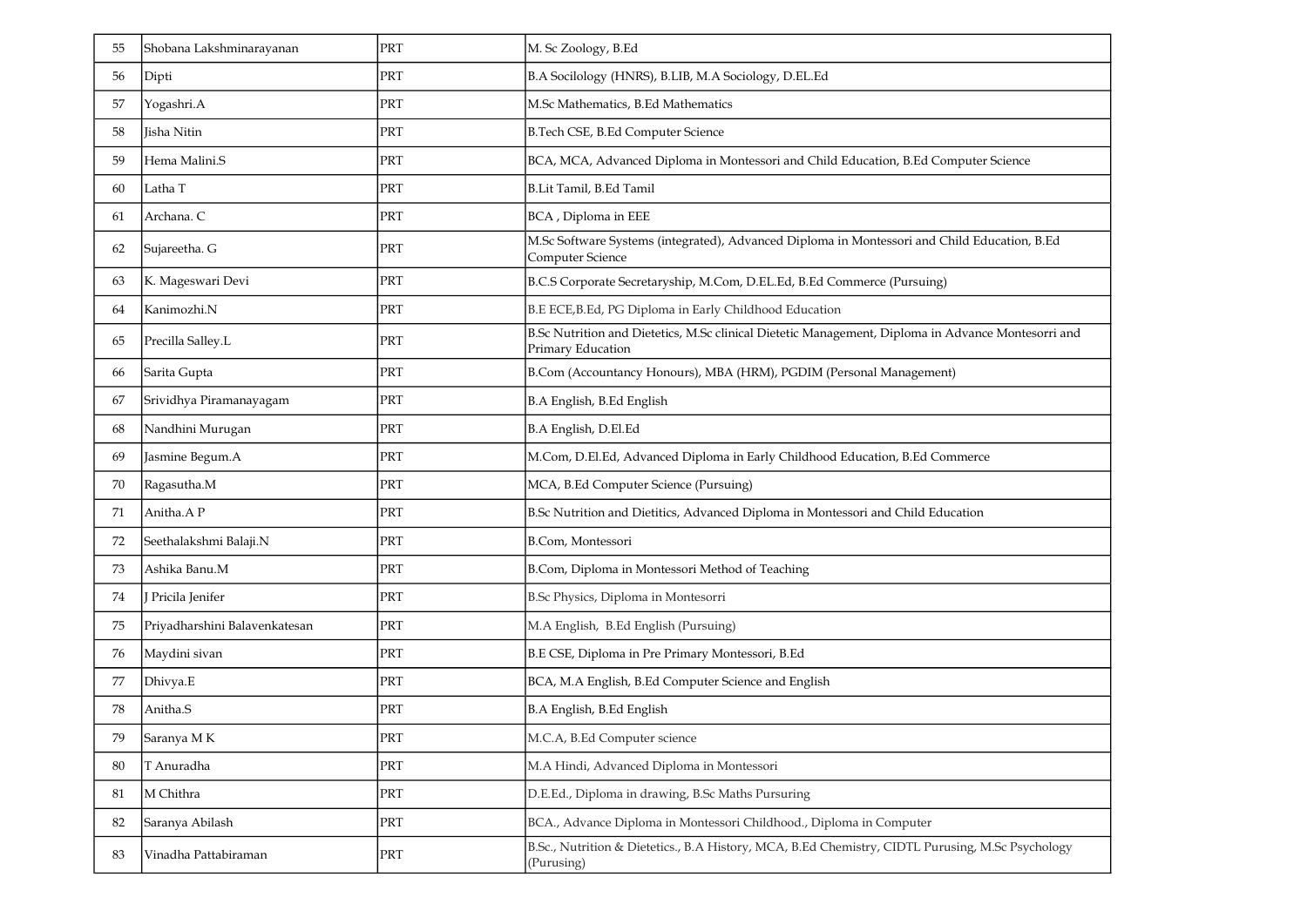| | | | |
|---|---|---|---|
| 55 | Shobana Lakshminarayanan | PRT | M. Sc Zoology, B.Ed |
| 56 | Dipti | PRT | B.A Socilology (HNRS), B.LIB, M.A Sociology, D.EL.Ed |
| 57 | Yogashri.A | PRT | M.Sc Mathematics, B.Ed Mathematics |
| 58 | Jisha Nitin | PRT | B.Tech CSE, B.Ed Computer Science |
| 59 | Hema Malini.S | PRT | BCA, MCA, Advanced Diploma in Montessori and Child Education, B.Ed Computer Science |
| 60 | Latha T | PRT | B.Lit Tamil, B.Ed Tamil |
| 61 | Archana. C | PRT | BCA , Diploma in EEE |
| 62 | Sujareetha. G | PRT | M.Sc Software Systems (integrated), Advanced Diploma in Montessori and Child Education, B.Ed Computer Science |
| 63 | K. Mageswari Devi | PRT | B.C.S Corporate Secretaryship, M.Com, D.EL.Ed, B.Ed Commerce (Pursuing) |
| 64 | Kanimozhi.N | PRT | B.E ECE,B.Ed, PG Diploma in Early Childhood Education |
| 65 | Precilla Salley.L | PRT | B.Sc Nutrition and Dietetics, M.Sc clinical Dietetic Management, Diploma in Advance Montesorri and Primary Education |
| 66 | Sarita Gupta | PRT | B.Com (Accountancy Honours), MBA (HRM), PGDIM (Personal Management) |
| 67 | Srividhya Piramanayagam | PRT | B.A English, B.Ed English |
| 68 | Nandhini Murugan | PRT | B.A English, D.El.Ed |
| 69 | Jasmine Begum.A | PRT | M.Com, D.El.Ed, Advanced Diploma in Early Childhood Education, B.Ed Commerce |
| 70 | Ragasutha.M | PRT | MCA, B.Ed Computer Science (Pursuing) |
| 71 | Anitha.A P | PRT | B.Sc Nutrition and Dietitics, Advanced Diploma in Montessori and Child Education |
| 72 | Seethalakshmi Balaji.N | PRT | B.Com, Montessori |
| 73 | Ashika Banu.M | PRT | B.Com, Diploma in Montessori Method of Teaching |
| 74 | J Pricila Jenifer | PRT | B.Sc Physics, Diploma in Montesorri |
| 75 | Priyadharshini Balavenkatesan | PRT | M.A English, B.Ed English (Pursuing) |
| 76 | Maydini sivan | PRT | B.E CSE, Diploma in Pre Primary Montessori, B.Ed |
| 77 | Dhivya.E | PRT | BCA, M.A English, B.Ed Computer Science and English |
| 78 | Anitha.S | PRT | B.A English, B.Ed English |
| 79 | Saranya M K | PRT | M.C.A, B.Ed Computer science |
| 80 | T Anuradha | PRT | M.A Hindi, Advanced Diploma in Montessori |
| 81 | M Chithra | PRT | D.E.Ed., Diploma in drawing, B.Sc Maths Pursuring |
| 82 | Saranya Abilash | PRT | BCA., Advance Diploma in Montessori Childhood., Diploma in Computer |
| 83 | Vinadha Pattabiraman | PRT | B.Sc., Nutrition & Dietetics., B.A History, MCA, B.Ed Chemistry, CIDTL Purusing, M.Sc Psychology (Purusing) |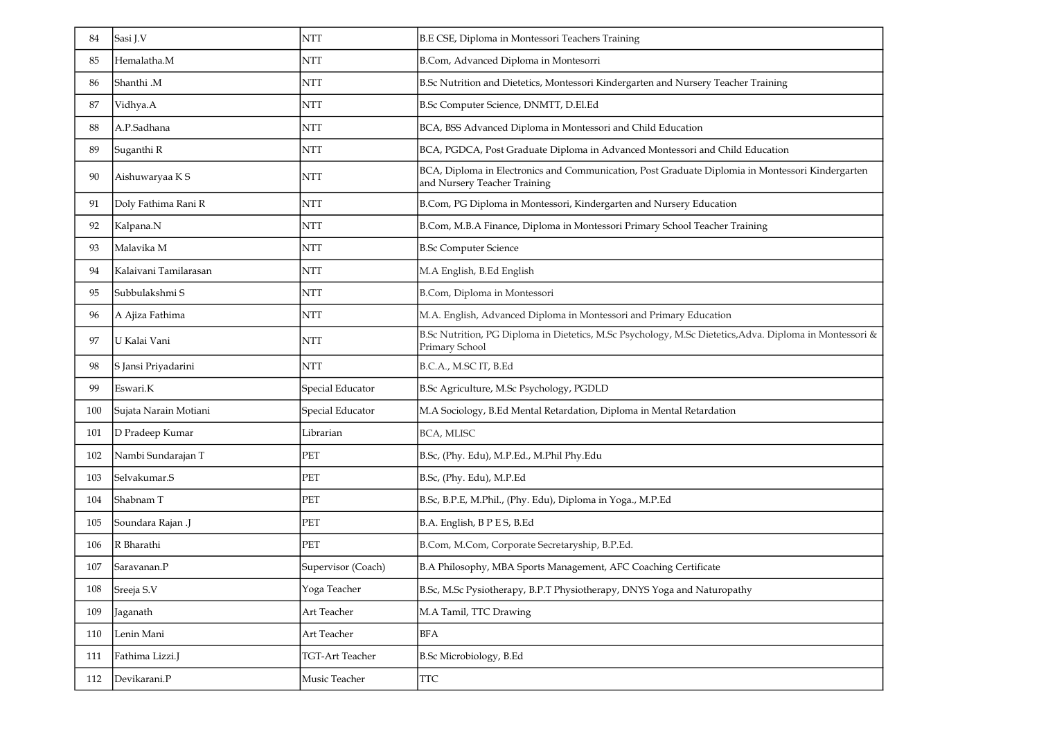| 84 | Sasi J.V | NTT | B.E CSE, Diploma in Montessori Teachers Training |
|---|---|---|---|
| 85 | Hemalatha.M | NTT | B.Com, Advanced Diploma in Montesorri |
| 86 | Shanthi .M | NTT | B.Sc Nutrition and Dietetics, Montessori Kindergarten and Nursery Teacher Training |
| 87 | Vidhya.A | NTT | B.Sc Computer Science, DNMTT, D.El.Ed |
| 88 | A.P.Sadhana | NTT | BCA, BSS Advanced Diploma in Montessori and Child Education |
| 89 | Suganthi R | NTT | BCA, PGDCA, Post Graduate Diploma in Advanced Montessori and Child Education |
| 90 | Aishuwaryaa K S | NTT | BCA, Diploma in Electronics and Communication, Post Graduate Diplomia in Montessori Kindergarten and Nursery Teacher Training |
| 91 | Doly Fathima Rani R | NTT | B.Com, PG Diploma in Montessori, Kindergarten and Nursery Education |
| 92 | Kalpana.N | NTT | B.Com, M.B.A Finance, Diploma in Montessori Primary School Teacher Training |
| 93 | Malavika M | NTT | B.Sc Computer Science |
| 94 | Kalaivani Tamilarasan | NTT | M.A English, B.Ed English |
| 95 | Subbulakshmi S | NTT | B.Com, Diploma in Montessori |
| 96 | A Ajiza Fathima | NTT | M.A. English, Advanced Diploma in Montessori and Primary Education |
| 97 | U Kalai Vani | NTT | B.Sc Nutrition, PG Diploma in Dietetics, M.Sc Psychology, M.Sc Dietetics,Adva. Diploma in Montessori & Primary School |
| 98 | S Jansi Priyadarini | NTT | B.C.A., M.SC IT, B.Ed |
| 99 | Eswari.K | Special Educator | B.Sc Agriculture, M.Sc Psychology, PGDLD |
| 100 | Sujata Narain Motiani | Special Educator | M.A Sociology, B.Ed Mental Retardation, Diploma in Mental Retardation |
| 101 | D Pradeep Kumar | Librarian | BCA, MLISC |
| 102 | Nambi Sundarajan T | PET | B.Sc, (Phy. Edu), M.P.Ed., M.Phil Phy.Edu |
| 103 | Selvakumar.S | PET | B.Sc, (Phy. Edu), M.P.Ed |
| 104 | Shabnam T | PET | B.Sc, B.P.E, M.Phil., (Phy. Edu), Diploma in Yoga., M.P.Ed |
| 105 | Soundara Rajan .J | PET | B.A. English, B P E S, B.Ed |
| 106 | R Bharathi | PET | B.Com, M.Com, Corporate Secretaryship, B.P.Ed. |
| 107 | Saravanan.P | Supervisor (Coach) | B.A Philosophy, MBA Sports Management, AFC Coaching Certificate |
| 108 | Sreeja S.V | Yoga Teacher | B.Sc, M.Sc Pysiotherapy, B.P.T Physiotherapy, DNYS Yoga and Naturopathy |
| 109 | Jaganath | Art Teacher | M.A Tamil, TTC Drawing |
| 110 | Lenin Mani | Art Teacher | BFA |
| 111 | Fathima Lizzi.J | TGT-Art Teacher | B.Sc Microbiology, B.Ed |
| 112 | Devikarani.P | Music Teacher | TTC |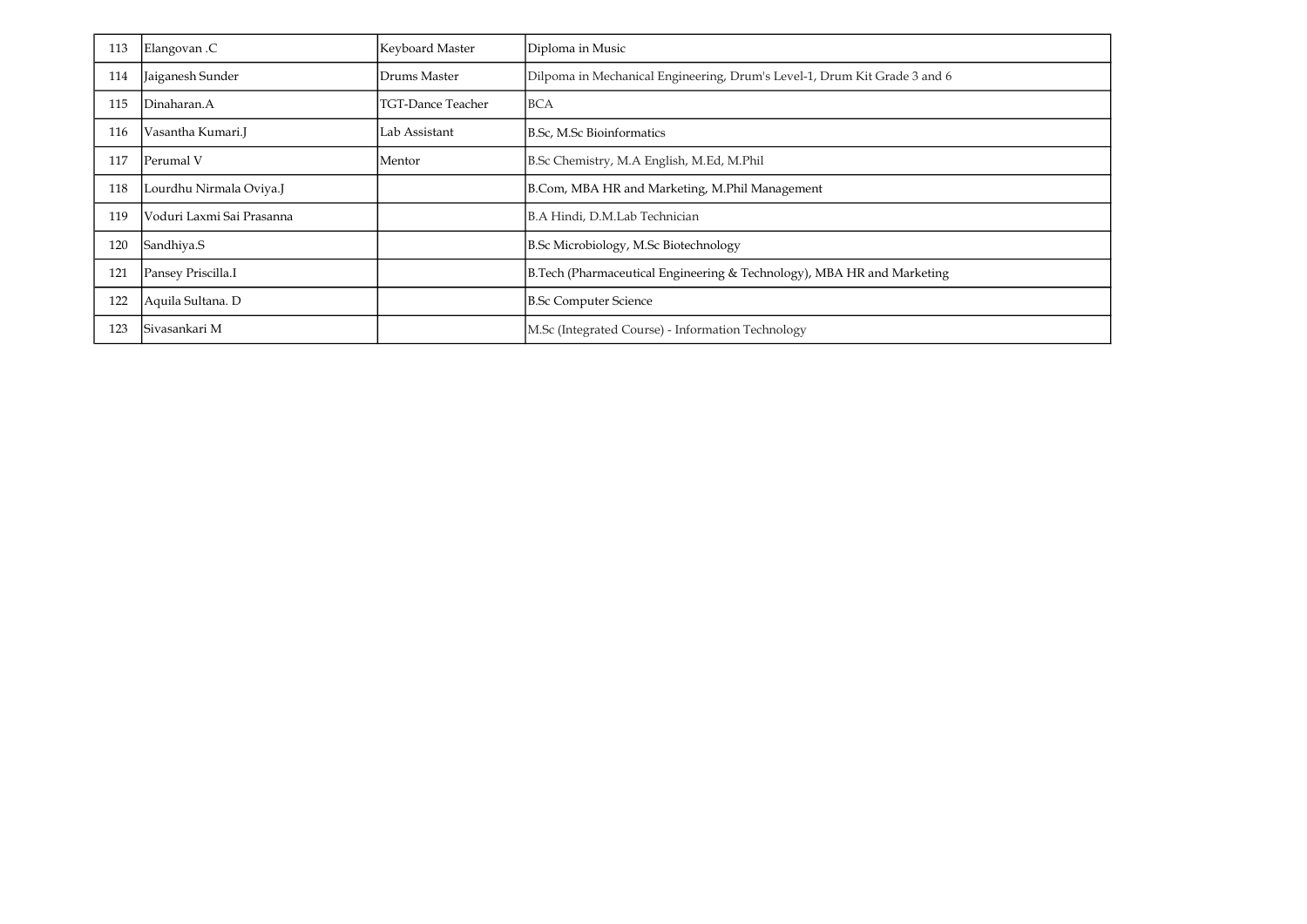| | | | |
|---|---|---|---|
| 113 | Elangovan .C | Keyboard Master | Diploma in Music |
| 114 | Jaiganesh Sunder | Drums Master | Dilpoma in Mechanical Engineering, Drum's Level-1, Drum Kit Grade 3 and 6 |
| 115 | Dinaharan.A | TGT-Dance Teacher | BCA |
| 116 | Vasantha Kumari.J | Lab Assistant | B.Sc, M.Sc Bioinformatics |
| 117 | Perumal V | Mentor | B.Sc Chemistry, M.A English, M.Ed, M.Phil |
| 118 | Lourdhu Nirmala Oviya.J | | B.Com, MBA HR and Marketing, M.Phil Management |
| 119 | Voduri Laxmi Sai Prasanna | | B.A Hindi, D.M.Lab Technician |
| 120 | Sandhiya.S | | B.Sc Microbiology, M.Sc Biotechnology |
| 121 | Pansey Priscilla.I | | B.Tech (Pharmaceutical Engineering & Technology), MBA HR and Marketing |
| 122 | Aquila Sultana. D | | B.Sc Computer Science |
| 123 | Sivasankari M | | M.Sc (Integrated Course) - Information Technology |